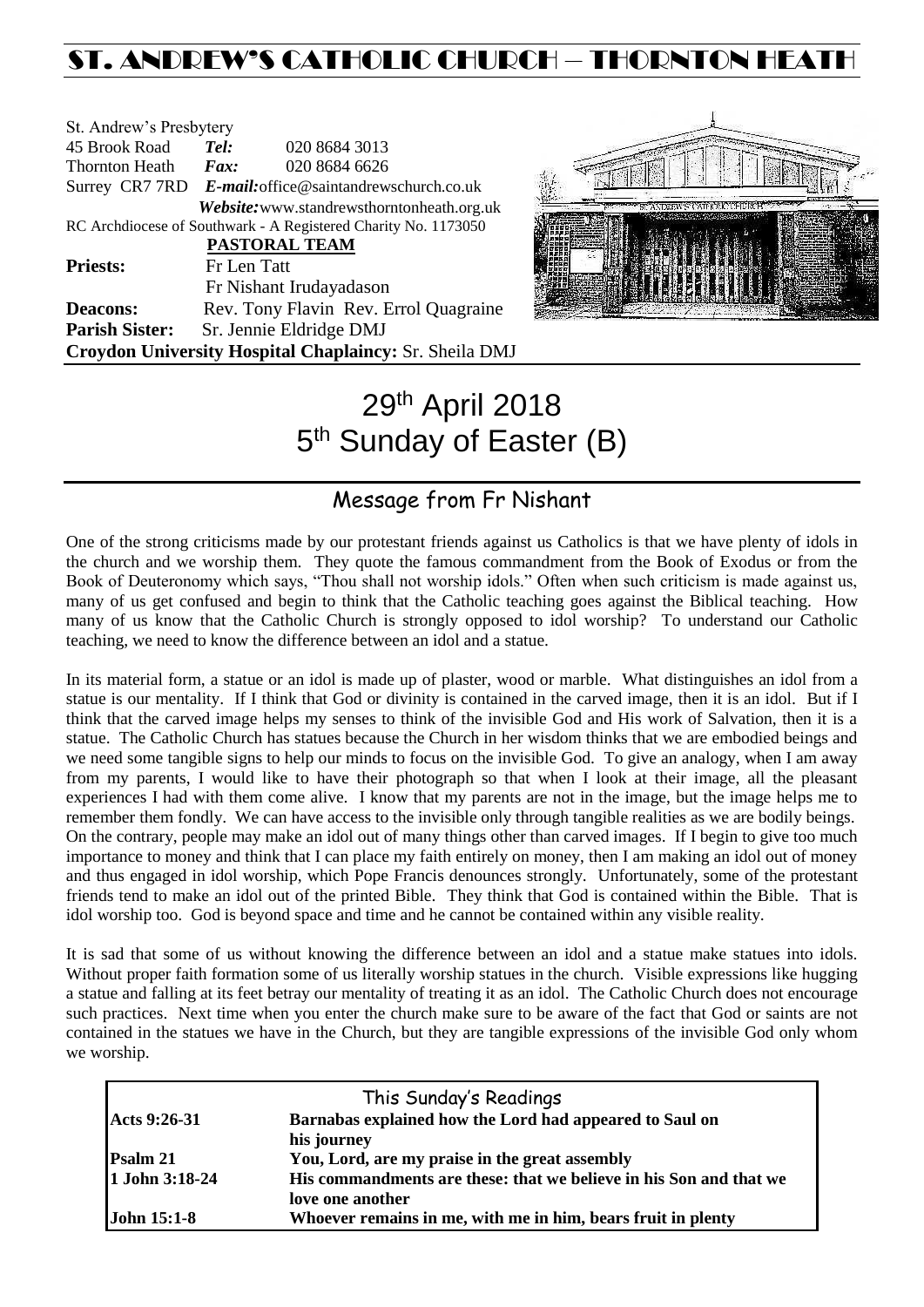# ST. ANDREW'S CATHOLIC CHURCH – THORNTON HEATH

St. Andrew's Presbytery
45 Brook Road *Tel:* 020 8684 3013
Thornton Heath *Fax:* 020 8684 6626
Surrey CR7 7RD *E-mail:*office@saintandrewschurch.co.uk
*Website:*www.standrewsthorntonheath.org.uk
RC Archdiocese of Southwark - A Registered Charity No. 1173050

**PASTORAL TEAM**

**Priests:** Fr Len Tatt
Fr Nishant Irudayadason

**Deacons:** Rev. Tony Flavin Rev. Errol Quagraine

**Parish Sister:** Sr. Jennie Eldridge DMJ

**Croydon University Hospital Chaplaincy:** Sr. Sheila DMJ

# 29th April 2018
# 5th Sunday of Easter (B)

## Message from Fr Nishant

One of the strong criticisms made by our protestant friends against us Catholics is that we have plenty of idols in the church and we worship them. They quote the famous commandment from the Book of Exodus or from the Book of Deuteronomy which says, "Thou shall not worship idols." Often when such criticism is made against us, many of us get confused and begin to think that the Catholic teaching goes against the Biblical teaching. How many of us know that the Catholic Church is strongly opposed to idol worship? To understand our Catholic teaching, we need to know the difference between an idol and a statue.

In its material form, a statue or an idol is made up of plaster, wood or marble. What distinguishes an idol from a statue is our mentality. If I think that God or divinity is contained in the carved image, then it is an idol. But if I think that the carved image helps my senses to think of the invisible God and His work of Salvation, then it is a statue. The Catholic Church has statues because the Church in her wisdom thinks that we are embodied beings and we need some tangible signs to help our minds to focus on the invisible God. To give an analogy, when I am away from my parents, I would like to have their photograph so that when I look at their image, all the pleasant experiences I had with them come alive. I know that my parents are not in the image, but the image helps me to remember them fondly. We can have access to the invisible only through tangible realities as we are bodily beings. On the contrary, people may make an idol out of many things other than carved images. If I begin to give too much importance to money and think that I can place my faith entirely on money, then I am making an idol out of money and thus engaged in idol worship, which Pope Francis denounces strongly. Unfortunately, some of the protestant friends tend to make an idol out of the printed Bible. They think that God is contained within the Bible. That is idol worship too. God is beyond space and time and he cannot be contained within any visible reality.

It is sad that some of us without knowing the difference between an idol and a statue make statues into idols. Without proper faith formation some of us literally worship statues in the church. Visible expressions like hugging a statue and falling at its feet betray our mentality of treating it as an idol. The Catholic Church does not encourage such practices. Next time when you enter the church make sure to be aware of the fact that God or saints are not contained in the statues we have in the Church, but they are tangible expressions of the invisible God only whom we worship.

### This Sunday's Readings

| | |
|---|---|
| **Acts 9:26-31** | **Barnabas explained how the Lord had appeared to Saul on his journey** |
| **Psalm 21** | **You, Lord, are my praise in the great assembly** |
| **1 John 3:18-24** | **His commandments are these: that we believe in his Son and that we love one another** |
| **John 15:1-8** | **Whoever remains in me, with me in him, bears fruit in plenty** |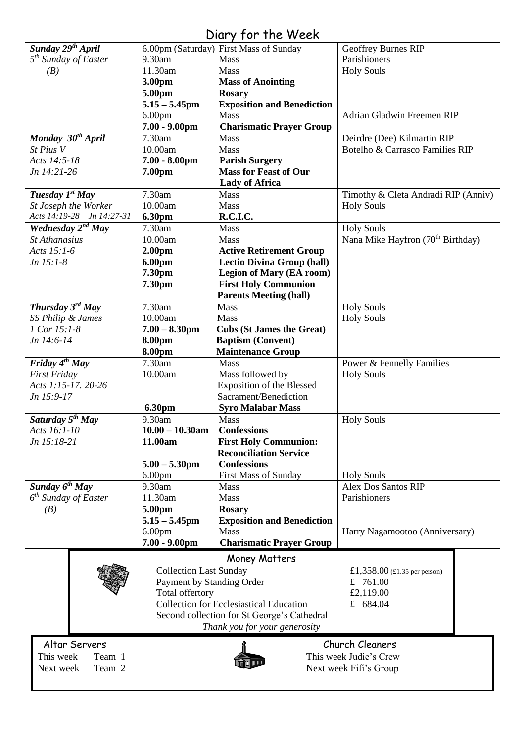# Diary for the Week

| | | | |
|---|---|---|---|
| ***Sunday 29th April*** | 6.00pm (Saturday) | First Mass of Sunday | Geoffrey Burnes RIP |
| *5th Sunday of Easter* | 9.30am | Mass | Parishioners |
| *(B)* | 11.30am | Mass | Holy Souls |
| | **3.00pm** | **Mass of Anointing** | |
| | **5.00pm** | **Rosary** | |
| | **5.15 – 5.45pm** | **Exposition and Benediction** | |
| | 6.00pm | Mass | Adrian Gladwin Freemen RIP |
| | **7.00 - 9.00pm** | **Charismatic Prayer Group** | |
| ***Monday 30th April*** | 7.30am | Mass | Deirdre (Dee) Kilmartin RIP |
| *St Pius V* | 10.00am | Mass | Botelho & Carrasco Families RIP |
| *Acts 14:5-18* | **7.00 - 8.00pm** | **Parish Surgery** | |
| *Jn 14:21-26* | **7.00pm** | **Mass for Feast of Our Lady of Africa** | |
| ***Tuesday 1st May*** | 7.30am | Mass | Timothy & Cleta Andradi RIP (Anniv) |
| *St Joseph the Worker* | 10.00am | Mass | Holy Souls |
| *Acts 14:19-28 Jn 14:27-31* | **6.30pm** | **R.C.I.C.** | |
| ***Wednesday 2nd May*** | 7.30am | Mass | Holy Souls |
| *St Athanasius* | 10.00am | Mass | Nana Mike Hayfron (70th Birthday) |
| *Acts 15:1-6* | **2.00pm** | **Active Retirement Group** | |
| *Jn 15:1-8* | **6.00pm** | **Lectio Divina Group (hall)** | |
| | **7.30pm** | **Legion of Mary (EA room)** | |
| | **7.30pm** | **First Holy Communion Parents Meeting (hall)** | |
| ***Thursday 3rd May*** | 7.30am | Mass | Holy Souls |
| *SS Philip & James* | 10.00am | Mass | Holy Souls |
| *1 Cor 15:1-8* | **7.00 – 8.30pm** | **Cubs (St James the Great)** | |
| *Jn 14:6-14* | **8.00pm** | **Baptism (Convent)** | |
| | **8.00pm** | **Maintenance Group** | |
| ***Friday 4th May*** | 7.30am | Mass | Power & Fennelly Families |
| *First Friday* | 10.00am | Mass followed by Exposition of the Blessed Sacrament/Benediction | Holy Souls |
| *Acts 1:15-17. 20-26* | | | |
| *Jn 15:9-17* | **6.30pm** | **Syro Malabar Mass** | |
| ***Saturday 5th May*** | 9.30am | Mass | Holy Souls |
| *Acts 16:1-10* | **10.00 – 10.30am** | **Confessions** | |
| *Jn 15:18-21* | **11.00am** | **First Holy Communion: Reconciliation Service** | |
| | **5.00 – 5.30pm** | **Confessions** | |
| | 6.00pm | First Mass of Sunday | Holy Souls |
| ***Sunday 6th May*** | 9.30am | Mass | Alex Dos Santos RIP |
| *6th Sunday of Easter* | 11.30am | Mass | Parishioners |
| *(B)* | **5.00pm** | **Rosary** | |
| | **5.15 – 5.45pm** | **Exposition and Benediction** | |
| | 6.00pm | Mass | Harry Nagamootoo (Anniversary) |
| | **7.00 - 9.00pm** | **Charismatic Prayer Group** | |

## Money Matters

| | |
|---|---|
| Collection Last Sunday | £1,358.00 (£1.35 per person) |
| Payment by Standing Order | £ 761.00 |
| Total offertory | £2,119.00 |
| Collection for Ecclesiastical Education | £ 684.04 |
| Second collection for St George's Cathedral | |

*Thank you for your generosity*

## Altar Servers

This week Team 1
Next week Team 2

## Church Cleaners

This week Judie's Crew
Next week Fifi's Group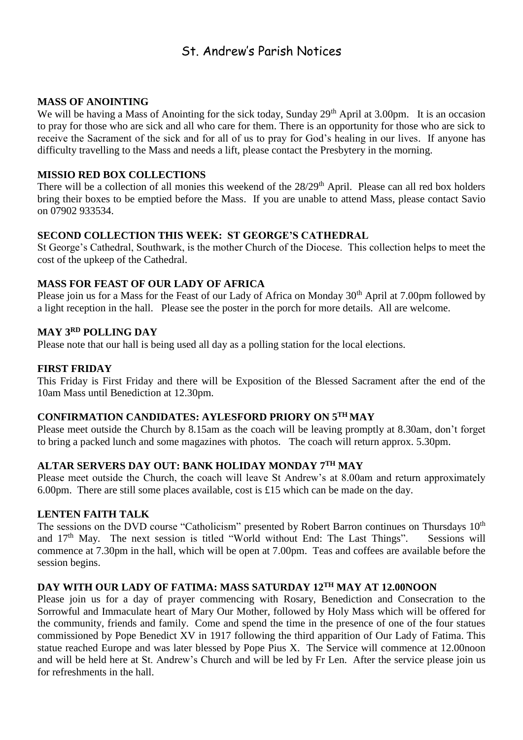# St. Andrew's Parish Notices

## MASS OF ANOINTING

We will be having a Mass of Anointing for the sick today, Sunday 29th April at 3.00pm. It is an occasion to pray for those who are sick and all who care for them. There is an opportunity for those who are sick to receive the Sacrament of the sick and for all of us to pray for God's healing in our lives. If anyone has difficulty travelling to the Mass and needs a lift, please contact the Presbytery in the morning.

## MISSIO RED BOX COLLECTIONS

There will be a collection of all monies this weekend of the 28/29th April. Please can all red box holders bring their boxes to be emptied before the Mass. If you are unable to attend Mass, please contact Savio on 07902 933534.

## SECOND COLLECTION THIS WEEK: ST GEORGE'S CATHEDRAL

St George's Cathedral, Southwark, is the mother Church of the Diocese. This collection helps to meet the cost of the upkeep of the Cathedral.

## MASS FOR FEAST OF OUR LADY OF AFRICA

Please join us for a Mass for the Feast of our Lady of Africa on Monday 30th April at 7.00pm followed by a light reception in the hall. Please see the poster in the porch for more details. All are welcome.

## MAY 3RD POLLING DAY

Please note that our hall is being used all day as a polling station for the local elections.

## FIRST FRIDAY

This Friday is First Friday and there will be Exposition of the Blessed Sacrament after the end of the 10am Mass until Benediction at 12.30pm.

## CONFIRMATION CANDIDATES: AYLESFORD PRIORY ON 5TH MAY

Please meet outside the Church by 8.15am as the coach will be leaving promptly at 8.30am, don't forget to bring a packed lunch and some magazines with photos. The coach will return approx. 5.30pm.

## ALTAR SERVERS DAY OUT: BANK HOLIDAY MONDAY 7TH MAY

Please meet outside the Church, the coach will leave St Andrew's at 8.00am and return approximately 6.00pm. There are still some places available, cost is £15 which can be made on the day.

## LENTEN FAITH TALK

The sessions on the DVD course "Catholicism" presented by Robert Barron continues on Thursdays 10th and 17th May. The next session is titled "World without End: The Last Things". Sessions will commence at 7.30pm in the hall, which will be open at 7.00pm. Teas and coffees are available before the session begins.

## DAY WITH OUR LADY OF FATIMA: MASS SATURDAY 12TH MAY AT 12.00NOON

Please join us for a day of prayer commencing with Rosary, Benediction and Consecration to the Sorrowful and Immaculate heart of Mary Our Mother, followed by Holy Mass which will be offered for the community, friends and family. Come and spend the time in the presence of one of the four statues commissioned by Pope Benedict XV in 1917 following the third apparition of Our Lady of Fatima. This statue reached Europe and was later blessed by Pope Pius X. The Service will commence at 12.00noon and will be held here at St. Andrew's Church and will be led by Fr Len. After the service please join us for refreshments in the hall.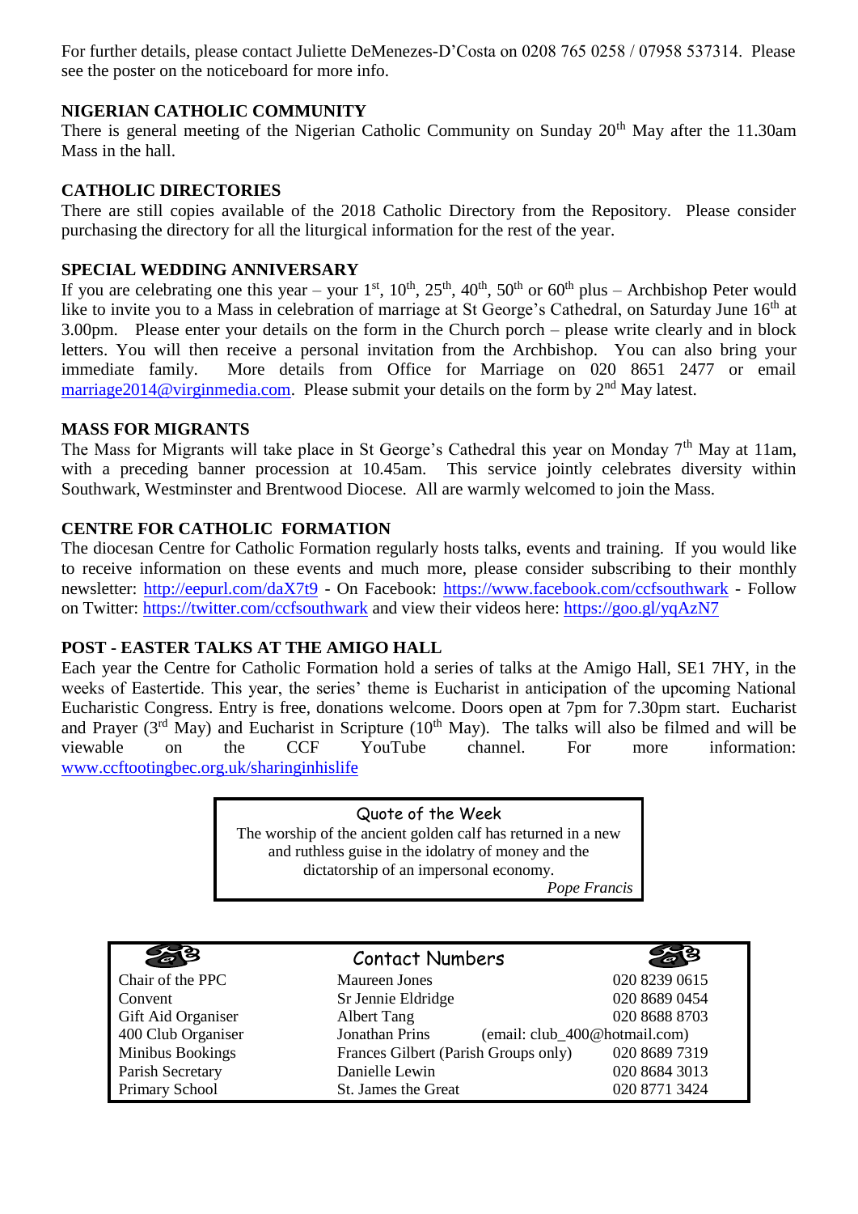For further details, please contact Juliette DeMenezes-D'Costa on 0208 765 0258 / 07958 537314. Please see the poster on the noticeboard for more info.

**NIGERIAN CATHOLIC COMMUNITY**

There is general meeting of the Nigerian Catholic Community on Sunday 20th May after the 11.30am Mass in the hall.

**CATHOLIC DIRECTORIES**

There are still copies available of the 2018 Catholic Directory from the Repository. Please consider purchasing the directory for all the liturgical information for the rest of the year.

**SPECIAL WEDDING ANNIVERSARY**

If you are celebrating one this year – your 1st, 10th, 25th, 40th, 50th or 60th plus – Archbishop Peter would like to invite you to a Mass in celebration of marriage at St George's Cathedral, on Saturday June 16th at 3.00pm. Please enter your details on the form in the Church porch – please write clearly and in block letters. You will then receive a personal invitation from the Archbishop. You can also bring your immediate family. More details from Office for Marriage on 020 8651 2477 or email marriage2014@virginmedia.com. Please submit your details on the form by 2nd May latest.

**MASS FOR MIGRANTS**

The Mass for Migrants will take place in St George's Cathedral this year on Monday 7th May at 11am, with a preceding banner procession at 10.45am. This service jointly celebrates diversity within Southwark, Westminster and Brentwood Diocese. All are warmly welcomed to join the Mass.

**CENTRE FOR CATHOLIC FORMATION**

The diocesan Centre for Catholic Formation regularly hosts talks, events and training. If you would like to receive information on these events and much more, please consider subscribing to their monthly newsletter: http://eepurl.com/daX7t9 - On Facebook: https://www.facebook.com/ccfsouthwark - Follow on Twitter: https://twitter.com/ccfsouthwark and view their videos here: https://goo.gl/yqAzN7

**POST - EASTER TALKS AT THE AMIGO HALL**

Each year the Centre for Catholic Formation hold a series of talks at the Amigo Hall, SE1 7HY, in the weeks of Eastertide. This year, the series' theme is Eucharist in anticipation of the upcoming National Eucharistic Congress. Entry is free, donations welcome. Doors open at 7pm for 7.30pm start. Eucharist and Prayer (3rd May) and Eucharist in Scripture (10th May). The talks will also be filmed and will be viewable on the CCF YouTube channel. For more information: www.ccftootingbec.org.uk/sharinginhislife

**Quote of the Week**

The worship of the ancient golden calf has returned in a new and ruthless guise in the idolatry of money and the dictatorship of an impersonal economy.

*Pope Francis*

**Contact Numbers**

| | | |
|---|---|---|
| Chair of the PPC | Maureen Jones | 020 8239 0615 |
| Convent | Sr Jennie Eldridge | 020 8689 0454 |
| Gift Aid Organiser | Albert Tang | 020 8688 8703 |
| 400 Club Organiser | Jonathan Prins | (email: club_400@hotmail.com) |
| Minibus Bookings | Frances Gilbert (Parish Groups only) | 020 8689 7319 |
| Parish Secretary | Danielle Lewin | 020 8684 3013 |
| Primary School | St. James the Great | 020 8771 3424 |